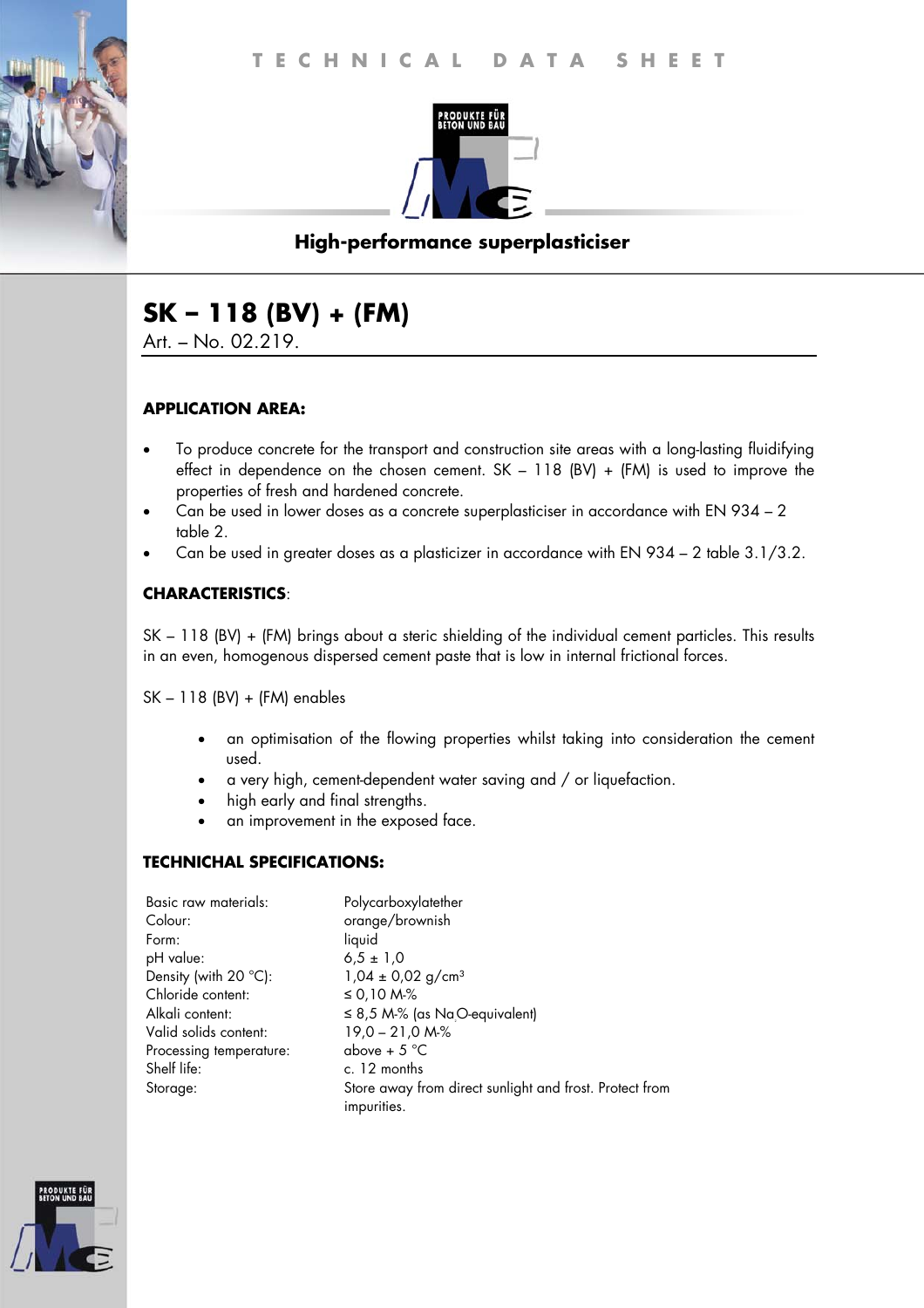# TECHNICAL DATA SHEET

PRODUKTE FÜR BETON UND BAU

**High-performance superplasticiser**

## SK – 118 (BV) + (FM)

Art. – No. 02.219.

### APPLICATION AREA:

- To produce concrete for the transport and construction site areas with a long-lasting fluidifying effect in dependence on the chosen cement. SK – 118 (BV) + (FM) is used to improve the properties of fresh and hardened concrete.
- Can be used in lower doses as a concrete superplasticiser in accordance with EN 934 – 2 table 2.
- Can be used in greater doses as a plasticizer in accordance with EN 934 – 2 table 3.1/3.2.

### CHARACTERISTICS:

SK – 118 (BV) + (FM) brings about a steric shielding of the individual cement particles. This results in an even, homogenous dispersed cement paste that is low in internal frictional forces.

SK – 118 (BV) + (FM) enables

- an optimisation of the flowing properties whilst taking into consideration the cement used.
- a very high, cement-dependent water saving and / or liquefaction.
- high early and final strengths.
- an improvement in the exposed face.

### TECHNICHAL SPECIFICATIONS:

| | |
|---|---|
| Basic raw materials: | Polycarboxylatether |
| Colour: | orange/brownish |
| Form: | liquid |
| pH value: | 6,5 ± 1,0 |
| Density (with 20 °C): | 1,04 ± 0,02 g/cm³ |
| Chloride content: | ≤ 0,10 M-% |
| Alkali content: | ≤ 8,5 M-% (as $Na_2O$-equivalent) |
| Valid solids content: | 19,0 – 21,0 M-% |
| Processing temperature: | above + 5 °C |
| Shelf life: | c. 12 months |
| Storage: | Store away from direct sunlight and frost. Protect from impurities. |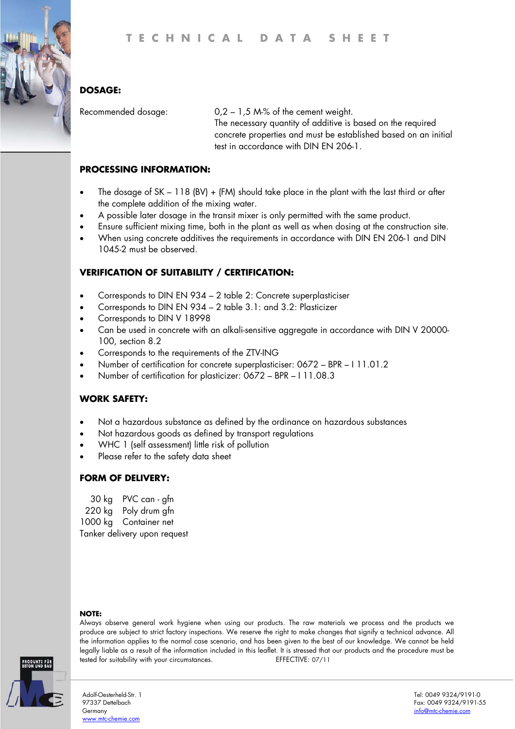## DOSAGE:

| | |
|---|---|
| Recommended dosage: | 0,2 – 1,5 M-% of the cement weight. The necessary quantity of additive is based on the required concrete properties and must be established based on an initial test in accordance with DIN EN 206-1. |

## PROCESSING INFORMATION:

- The dosage of SK – 118 (BV) + (FM) should take place in the plant with the last third or after the complete addition of the mixing water.
- A possible later dosage in the transit mixer is only permitted with the same product.
- Ensure sufficient mixing time, both in the plant as well as when dosing at the construction site.
- When using concrete additives the requirements in accordance with DIN EN 206-1 and DIN 1045-2 must be observed.

## VERIFICATION OF SUITABILITY / CERTIFICATION:

- Corresponds to DIN EN 934 – 2 table 2: Concrete superplasticiser
- Corresponds to DIN EN 934 – 2 table 3.1: and 3.2: Plasticizer
- Corresponds to DIN V 18998
- Can be used in concrete with an alkali-sensitive aggregate in accordance with DIN V 20000-100, section 8.2
- Corresponds to the requirements of the ZTV-ING
- Number of certification for concrete superplasticiser: 0672 – BPR – I 11.01.2
- Number of certification for plasticizer: 0672 – BPR – I 11.08.3

## WORK SAFETY:

- Not a hazardous substance as defined by the ordinance on hazardous substances
- Not hazardous goods as defined by transport regulations
- WHC 1 (self assessment) little risk of pollution
- Please refer to the safety data sheet

## FORM OF DELIVERY:

| | |
|---|---|
| 30 kg | PVC can - gfn |
| 220 kg | Poly drum gfn |
| 1000 kg | Container net |

Tanker delivery upon request

**NOTE:**
Always observe general work hygiene when using our products. The raw materials we process and the products we produce are subject to strict factory inspections. We reserve the right to make changes that signify a technical advance. All the information applies to the normal case scenario, and has been given to the best of our knowledge. We cannot be held legally liable as a result of the information included in this leaflet. It is stressed that our products and the procedure must be tested for suitability with your circumstances. EFFECTIVE: 07/11

PRODUKTE FÜR BETON UND BAU

Adolf-Oesterheld-Str. 1
97337 Dettelbach
Germany
www.mtc-chemie.com

Tel: 0049 9324/9191-0
Fax: 0049 9324/9191-55
info@mtc-chemie.com